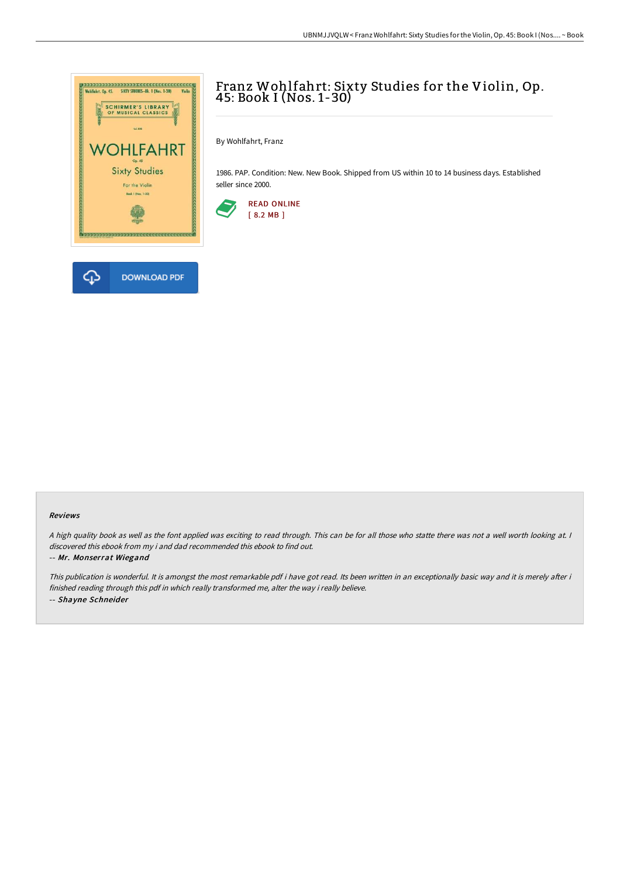# Franz Wohlfahrt: Sixty Studies for the Violin, Op. 45: Book I (Nos. 1-30)

By Wohlfahrt, Franz

1986. PAP. Condition: New. New Book. Shipped from US within 10 to 14 business days. Established seller since 2000.

READ ONLINE
[ 8.2 MB ]

DOWNLOAD PDF

#### Reviews

*A high quality book as well as the font applied was exciting to read through. This can be for all those who statte there was not a well worth looking at. I discovered this ebook from my i and dad recommended this ebook to find out.*

-- ***Mr. Monserrat Wiegand***

*This publication is wonderful. It is amongst the most remarkable pdf i have got read. Its been written in an exceptionally basic way and it is merely after i finished reading through this pdf in which really transformed me, alter the way i really believe.*

-- ***Shayne Schneider***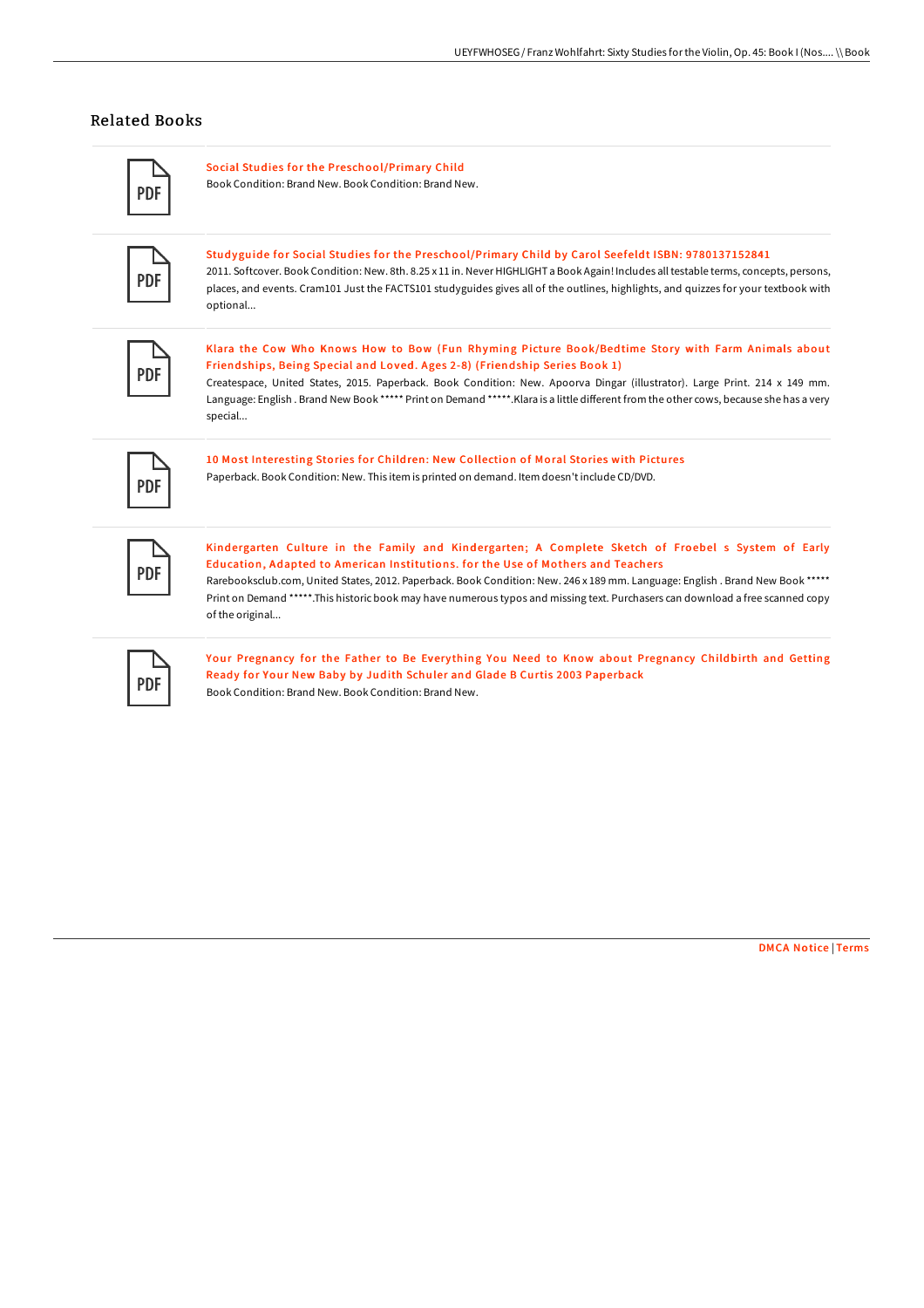## Related Books

**Social Studies for the Preschool/Primary Child**

Book Condition: Brand New. Book Condition: Brand New.

**Studyguide for Social Studies for the Preschool/Primary Child by Carol Seefeldt ISBN: 9780137152841**

2011. Softcover. Book Condition: New. 8th. 8.25 x 11 in. Never HIGHLIGHT a Book Again! Includes all testable terms, concepts, persons, places, and events. Cram101 Just the FACTS101 studyguides gives all of the outlines, highlights, and quizzes for your textbook with optional...

**Klara the Cow Who Knows How to Bow (Fun Rhyming Picture Book/Bedtime Story with Farm Animals about Friendships, Being Special and Loved. Ages 2-8) (Friendship Series Book 1)**

Createspace, United States, 2015. Paperback. Book Condition: New. Apoorva Dingar (illustrator). Large Print. 214 x 149 mm. Language: English . Brand New Book ***** Print on Demand *****.Klara is a little different from the other cows, because she has a very special...

**10 Most Interesting Stories for Children: New Collection of Moral Stories with Pictures**

Paperback. Book Condition: New. This item is printed on demand. Item doesn't include CD/DVD.

**Kindergarten Culture in the Family and Kindergarten; A Complete Sketch of Froebel s System of Early Education, Adapted to American Institutions. for the Use of Mothers and Teachers**

Rarebooksclub.com, United States, 2012. Paperback. Book Condition: New. 246 x 189 mm. Language: English . Brand New Book ***** Print on Demand *****.This historic book may have numerous typos and missing text. Purchasers can download a free scanned copy of the original...

**Your Pregnancy for the Father to Be Everything You Need to Know about Pregnancy Childbirth and Getting Ready for Your New Baby by Judith Schuler and Glade B Curtis 2003 Paperback**

Book Condition: Brand New. Book Condition: Brand New.

DMCA Notice | Terms